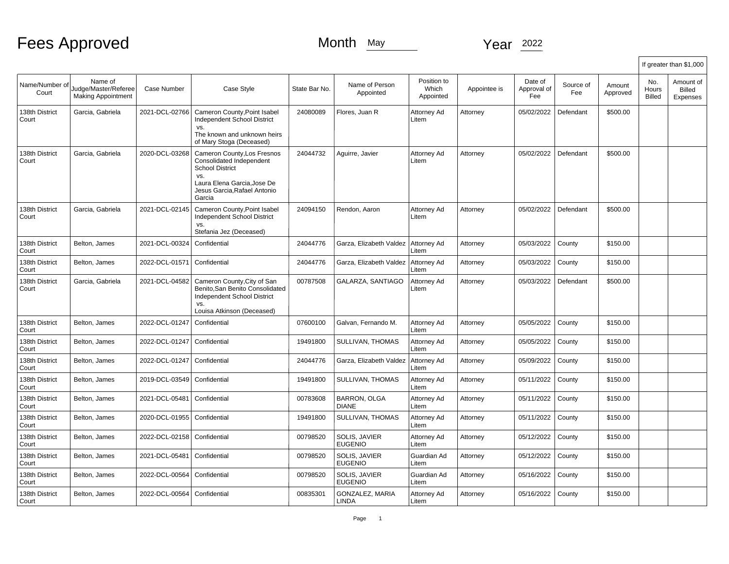# Fees Approved

Month May

Year 2022

| Name/Number of Court | Name of Judge/Master/Referee Making Appointment | Case Number | Case Style | State Bar No. | Name of Person Appointed | Position to Which Appointed | Appointee is | Date of Approval of Fee | Source of Fee | Amount Approved | If greater than $1,000 No. Hours Billed | Amount of Billed Expenses |
|---|---|---|---|---|---|---|---|---|---|---|---|---|
| 138th District Court | Garcia, Gabriela | 2021-DCL-02766 | Cameron County,Point Isabel Independent School District vs. The known and unknown heirs of Mary Stoga (Deceased) | 24080089 | Flores, Juan R | Attorney Ad Litem | Attorney | 05/02/2022 | Defendant | $500.00 | | |
| 138th District Court | Garcia, Gabriela | 2020-DCL-03268 | Cameron County,Los Fresnos Consolidated Independent School District vs. Laura Elena Garcia,Jose De Jesus Garcia,Rafael Antonio Garcia | 24044732 | Aguirre, Javier | Attorney Ad Litem | Attorney | 05/02/2022 | Defendant | $500.00 | | |
| 138th District Court | Garcia, Gabriela | 2021-DCL-02145 | Cameron County,Point Isabel Independent School District vs. Stefania Jez (Deceased) | 24094150 | Rendon, Aaron | Attorney Ad Litem | Attorney | 05/02/2022 | Defendant | $500.00 | | |
| 138th District Court | Belton, James | 2021-DCL-00324 | Confidential | 24044776 | Garza, Elizabeth Valdez | Attorney Ad Litem | Attorney | 05/03/2022 | County | $150.00 | | |
| 138th District Court | Belton, James | 2022-DCL-01571 | Confidential | 24044776 | Garza, Elizabeth Valdez | Attorney Ad Litem | Attorney | 05/03/2022 | County | $150.00 | | |
| 138th District Court | Garcia, Gabriela | 2021-DCL-04582 | Cameron County,City of San Benito,San Benito Consolidated Independent School District vs. Louisa Atkinson (Deceased) | 00787508 | GALARZA, SANTIAGO | Attorney Ad Litem | Attorney | 05/03/2022 | Defendant | $500.00 | | |
| 138th District Court | Belton, James | 2022-DCL-01247 | Confidential | 07600100 | Galvan, Fernando M. | Attorney Ad Litem | Attorney | 05/05/2022 | County | $150.00 | | |
| 138th District Court | Belton, James | 2022-DCL-01247 | Confidential | 19491800 | SULLIVAN, THOMAS | Attorney Ad Litem | Attorney | 05/05/2022 | County | $150.00 | | |
| 138th District Court | Belton, James | 2022-DCL-01247 | Confidential | 24044776 | Garza, Elizabeth Valdez | Attorney Ad Litem | Attorney | 05/09/2022 | County | $150.00 | | |
| 138th District Court | Belton, James | 2019-DCL-03549 | Confidential | 19491800 | SULLIVAN, THOMAS | Attorney Ad Litem | Attorney | 05/11/2022 | County | $150.00 | | |
| 138th District Court | Belton, James | 2021-DCL-05481 | Confidential | 00783608 | BARRON, OLGA DIANE | Attorney Ad Litem | Attorney | 05/11/2022 | County | $150.00 | | |
| 138th District Court | Belton, James | 2020-DCL-01955 | Confidential | 19491800 | SULLIVAN, THOMAS | Attorney Ad Litem | Attorney | 05/11/2022 | County | $150.00 | | |
| 138th District Court | Belton, James | 2022-DCL-02158 | Confidential | 00798520 | SOLIS, JAVIER EUGENIO | Attorney Ad Litem | Attorney | 05/12/2022 | County | $150.00 | | |
| 138th District Court | Belton, James | 2021-DCL-05481 | Confidential | 00798520 | SOLIS, JAVIER EUGENIO | Guardian Ad Litem | Attorney | 05/12/2022 | County | $150.00 | | |
| 138th District Court | Belton, James | 2022-DCL-00564 | Confidential | 00798520 | SOLIS, JAVIER EUGENIO | Guardian Ad Litem | Attorney | 05/16/2022 | County | $150.00 | | |
| 138th District Court | Belton, James | 2022-DCL-00564 | Confidential | 00835301 | GONZALEZ, MARIA LINDA | Attorney Ad Litem | Attorney | 05/16/2022 | County | $150.00 | | |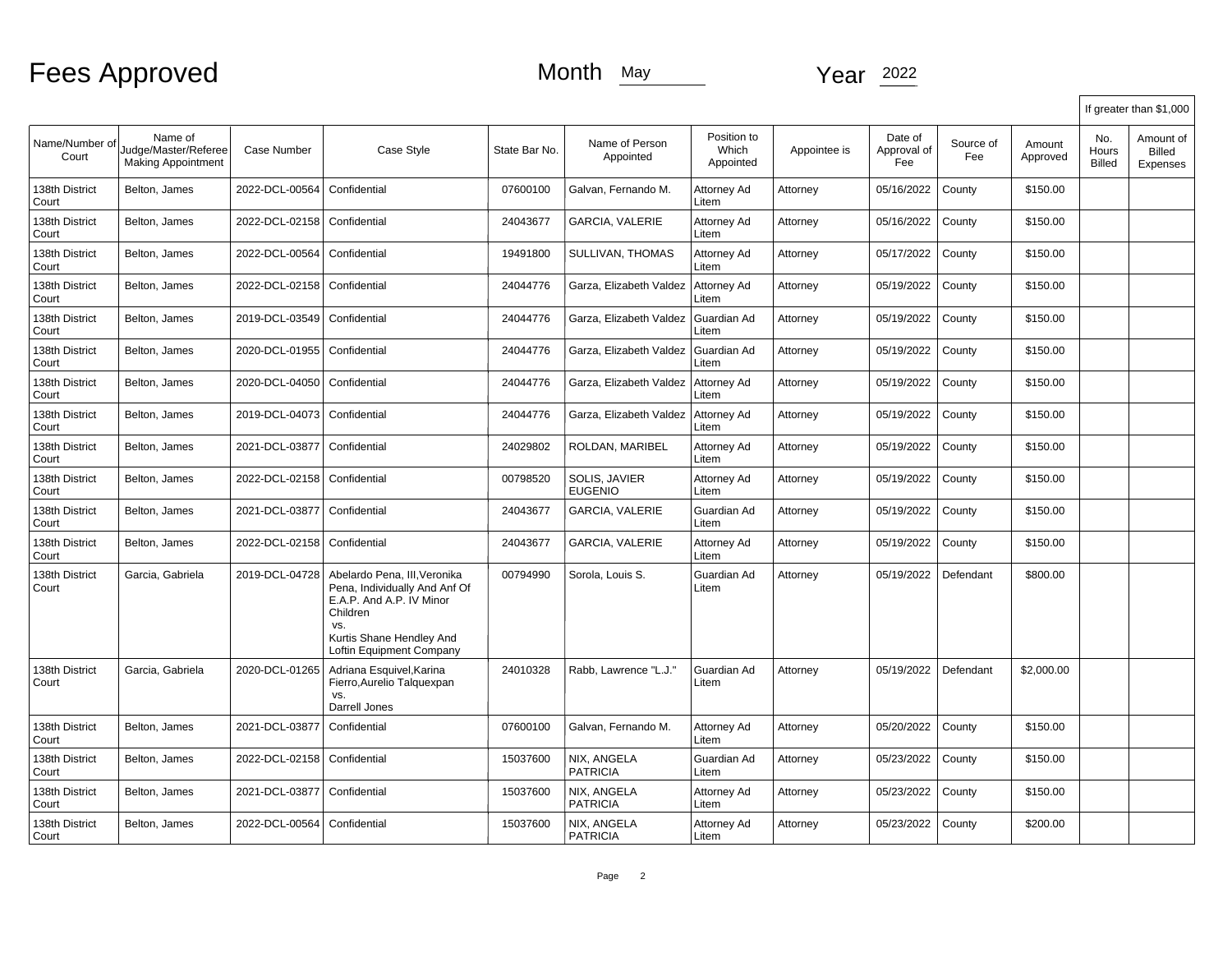# Fees Approved

Month May

Year 2022

| Name/Number of Court | Name of Judge/Master/Referee Making Appointment | Case Number | Case Style | State Bar No. | Name of Person Appointed | Position to Which Appointed | Appointee is | Date of Approval of Fee | Source of Fee | Amount Approved | If greater than $1,000 No. Hours Billed | Amount of Billed Expenses |
|---|---|---|---|---|---|---|---|---|---|---|---|---|
| 138th District Court | Belton, James | 2022-DCL-00564 | Confidential | 07600100 | Galvan, Fernando M. | Attorney Ad Litem | Attorney | 05/16/2022 | County | $150.00 | | |
| 138th District Court | Belton, James | 2022-DCL-02158 | Confidential | 24043677 | GARCIA, VALERIE | Attorney Ad Litem | Attorney | 05/16/2022 | County | $150.00 | | |
| 138th District Court | Belton, James | 2022-DCL-00564 | Confidential | 19491800 | SULLIVAN, THOMAS | Attorney Ad Litem | Attorney | 05/17/2022 | County | $150.00 | | |
| 138th District Court | Belton, James | 2022-DCL-02158 | Confidential | 24044776 | Garza, Elizabeth Valdez | Attorney Ad Litem | Attorney | 05/19/2022 | County | $150.00 | | |
| 138th District Court | Belton, James | 2019-DCL-03549 | Confidential | 24044776 | Garza, Elizabeth Valdez | Guardian Ad Litem | Attorney | 05/19/2022 | County | $150.00 | | |
| 138th District Court | Belton, James | 2020-DCL-01955 | Confidential | 24044776 | Garza, Elizabeth Valdez | Guardian Ad Litem | Attorney | 05/19/2022 | County | $150.00 | | |
| 138th District Court | Belton, James | 2020-DCL-04050 | Confidential | 24044776 | Garza, Elizabeth Valdez | Attorney Ad Litem | Attorney | 05/19/2022 | County | $150.00 | | |
| 138th District Court | Belton, James | 2019-DCL-04073 | Confidential | 24044776 | Garza, Elizabeth Valdez | Attorney Ad Litem | Attorney | 05/19/2022 | County | $150.00 | | |
| 138th District Court | Belton, James | 2021-DCL-03877 | Confidential | 24029802 | ROLDAN, MARIBEL | Attorney Ad Litem | Attorney | 05/19/2022 | County | $150.00 | | |
| 138th District Court | Belton, James | 2022-DCL-02158 | Confidential | 00798520 | SOLIS, JAVIER EUGENIO | Attorney Ad Litem | Attorney | 05/19/2022 | County | $150.00 | | |
| 138th District Court | Belton, James | 2021-DCL-03877 | Confidential | 24043677 | GARCIA, VALERIE | Guardian Ad Litem | Attorney | 05/19/2022 | County | $150.00 | | |
| 138th District Court | Belton, James | 2022-DCL-02158 | Confidential | 24043677 | GARCIA, VALERIE | Attorney Ad Litem | Attorney | 05/19/2022 | County | $150.00 | | |
| 138th District Court | Garcia, Gabriela | 2019-DCL-04728 | Abelardo Pena, III,Veronika Pena, Individually And Anf Of E.A.P. And A.P. IV Minor Children vs. Kurtis Shane Hendley And Loftin Equipment Company | 00794990 | Sorola, Louis S. | Guardian Ad Litem | Attorney | 05/19/2022 | Defendant | $800.00 | | |
| 138th District Court | Garcia, Gabriela | 2020-DCL-01265 | Adriana Esquivel,Karina Fierro,Aurelio Talquexpan vs. Darrell Jones | 24010328 | Rabb, Lawrence "L.J." | Guardian Ad Litem | Attorney | 05/19/2022 | Defendant | $2,000.00 | | |
| 138th District Court | Belton, James | 2021-DCL-03877 | Confidential | 07600100 | Galvan, Fernando M. | Attorney Ad Litem | Attorney | 05/20/2022 | County | $150.00 | | |
| 138th District Court | Belton, James | 2022-DCL-02158 | Confidential | 15037600 | NIX, ANGELA PATRICIA | Guardian Ad Litem | Attorney | 05/23/2022 | County | $150.00 | | |
| 138th District Court | Belton, James | 2021-DCL-03877 | Confidential | 15037600 | NIX, ANGELA PATRICIA | Attorney Ad Litem | Attorney | 05/23/2022 | County | $150.00 | | |
| 138th District Court | Belton, James | 2022-DCL-00564 | Confidential | 15037600 | NIX, ANGELA PATRICIA | Attorney Ad Litem | Attorney | 05/23/2022 | County | $200.00 | | |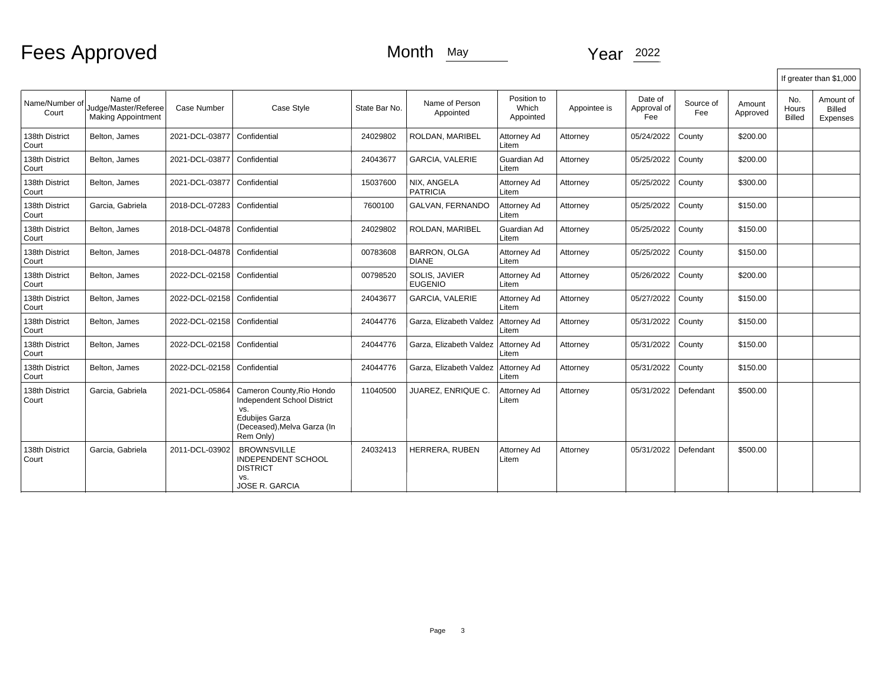# Fees Approved

Month May Year 2022

| Name/Number of Court | Name of Judge/Master/Referee Making Appointment | Case Number | Case Style | State Bar No. | Name of Person Appointed | Position to Which Appointed | Appointee is | Date of Approval of Fee | Source of Fee | Amount Approved | If greater than $1,000 | |
|---|---|---|---|---|---|---|---|---|---|---|---|---|
| | | | | | | | | | | | No. Hours Billed | Amount of Billed Expenses |
| 138th District Court | Belton, James | 2021-DCL-03877 | Confidential | 24029802 | ROLDAN, MARIBEL | Attorney Ad Litem | Attorney | 05/24/2022 | County | $200.00 | | |
| 138th District Court | Belton, James | 2021-DCL-03877 | Confidential | 24043677 | GARCIA, VALERIE | Guardian Ad Litem | Attorney | 05/25/2022 | County | $200.00 | | |
| 138th District Court | Belton, James | 2021-DCL-03877 | Confidential | 15037600 | NIX, ANGELA PATRICIA | Attorney Ad Litem | Attorney | 05/25/2022 | County | $300.00 | | |
| 138th District Court | Garcia, Gabriela | 2018-DCL-07283 | Confidential | 7600100 | GALVAN, FERNANDO | Attorney Ad Litem | Attorney | 05/25/2022 | County | $150.00 | | |
| 138th District Court | Belton, James | 2018-DCL-04878 | Confidential | 24029802 | ROLDAN, MARIBEL | Guardian Ad Litem | Attorney | 05/25/2022 | County | $150.00 | | |
| 138th District Court | Belton, James | 2018-DCL-04878 | Confidential | 00783608 | BARRON, OLGA DIANE | Attorney Ad Litem | Attorney | 05/25/2022 | County | $150.00 | | |
| 138th District Court | Belton, James | 2022-DCL-02158 | Confidential | 00798520 | SOLIS, JAVIER EUGENIO | Attorney Ad Litem | Attorney | 05/26/2022 | County | $200.00 | | |
| 138th District Court | Belton, James | 2022-DCL-02158 | Confidential | 24043677 | GARCIA, VALERIE | Attorney Ad Litem | Attorney | 05/27/2022 | County | $150.00 | | |
| 138th District Court | Belton, James | 2022-DCL-02158 | Confidential | 24044776 | Garza, Elizabeth Valdez | Attorney Ad Litem | Attorney | 05/31/2022 | County | $150.00 | | |
| 138th District Court | Belton, James | 2022-DCL-02158 | Confidential | 24044776 | Garza, Elizabeth Valdez | Attorney Ad Litem | Attorney | 05/31/2022 | County | $150.00 | | |
| 138th District Court | Belton, James | 2022-DCL-02158 | Confidential | 24044776 | Garza, Elizabeth Valdez | Attorney Ad Litem | Attorney | 05/31/2022 | County | $150.00 | | |
| 138th District Court | Garcia, Gabriela | 2021-DCL-05864 | Cameron County,Rio Hondo Independent School District vs. Edubijes Garza (Deceased),Melva Garza (In Rem Only) | 11040500 | JUAREZ, ENRIQUE C. | Attorney Ad Litem | Attorney | 05/31/2022 | Defendant | $500.00 | | |
| 138th District Court | Garcia, Gabriela | 2011-DCL-03902 | BROWNSVILLE INDEPENDENT SCHOOL DISTRICT vs. JOSE R. GARCIA | 24032413 | HERRERA, RUBEN | Attorney Ad Litem | Attorney | 05/31/2022 | Defendant | $500.00 | | |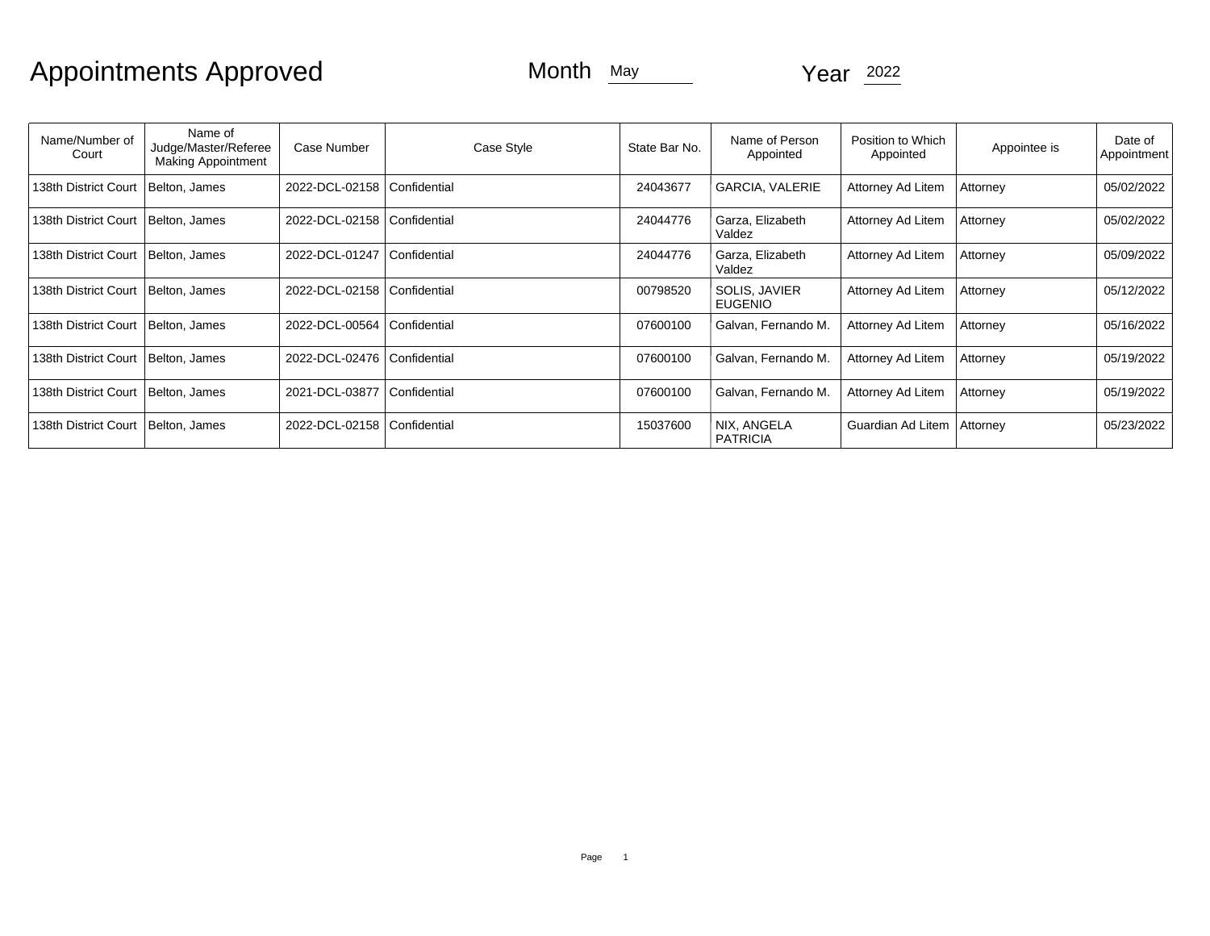# Appointments Approved

Month May Year 2022

| Name/Number of Court | Name of Judge/Master/Referee Making Appointment | Case Number | Case Style | State Bar No. | Name of Person Appointed | Position to Which Appointed | Appointee is | Date of Appointment |
|---|---|---|---|---|---|---|---|---|
| 138th District Court | Belton, James | 2022-DCL-02158 | Confidential | 24043677 | GARCIA, VALERIE | Attorney Ad Litem | Attorney | 05/02/2022 |
| 138th District Court | Belton, James | 2022-DCL-02158 | Confidential | 24044776 | Garza, Elizabeth Valdez | Attorney Ad Litem | Attorney | 05/02/2022 |
| 138th District Court | Belton, James | 2022-DCL-01247 | Confidential | 24044776 | Garza, Elizabeth Valdez | Attorney Ad Litem | Attorney | 05/09/2022 |
| 138th District Court | Belton, James | 2022-DCL-02158 | Confidential | 00798520 | SOLIS, JAVIER EUGENIO | Attorney Ad Litem | Attorney | 05/12/2022 |
| 138th District Court | Belton, James | 2022-DCL-00564 | Confidential | 07600100 | Galvan, Fernando M. | Attorney Ad Litem | Attorney | 05/16/2022 |
| 138th District Court | Belton, James | 2022-DCL-02476 | Confidential | 07600100 | Galvan, Fernando M. | Attorney Ad Litem | Attorney | 05/19/2022 |
| 138th District Court | Belton, James | 2021-DCL-03877 | Confidential | 07600100 | Galvan, Fernando M. | Attorney Ad Litem | Attorney | 05/19/2022 |
| 138th District Court | Belton, James | 2022-DCL-02158 | Confidential | 15037600 | NIX, ANGELA PATRICIA | Guardian Ad Litem | Attorney | 05/23/2022 |